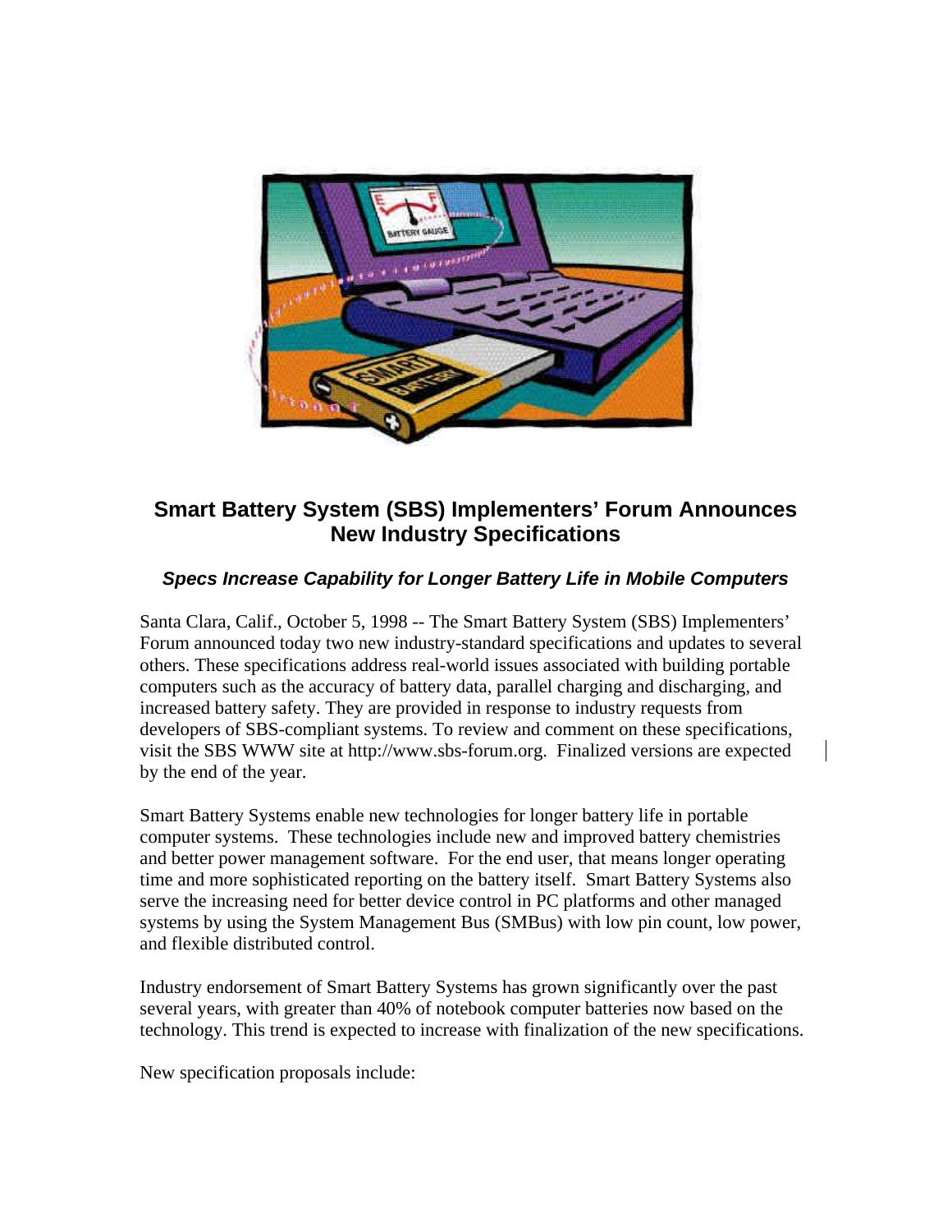# Smart Battery System (SBS) Implementers' Forum Announces New Industry Specifications

### *Specs Increase Capability for Longer Battery Life in Mobile Computers*

Santa Clara, Calif., October 5, 1998 -- The Smart Battery System (SBS) Implementers' Forum announced today two new industry-standard specifications and updates to several others. These specifications address real-world issues associated with building portable computers such as the accuracy of battery data, parallel charging and discharging, and increased battery safety. They are provided in response to industry requests from developers of SBS-compliant systems. To review and comment on these specifications, visit the SBS WWW site at http://www.sbs-forum.org. Finalized versions are expected by the end of the year.

Smart Battery Systems enable new technologies for longer battery life in portable computer systems. These technologies include new and improved battery chemistries and better power management software. For the end user, that means longer operating time and more sophisticated reporting on the battery itself. Smart Battery Systems also serve the increasing need for better device control in PC platforms and other managed systems by using the System Management Bus (SMBus) with low pin count, low power, and flexible distributed control.

Industry endorsement of Smart Battery Systems has grown significantly over the past several years, with greater than 40% of notebook computer batteries now based on the technology. This trend is expected to increase with finalization of the new specifications.

New specification proposals include: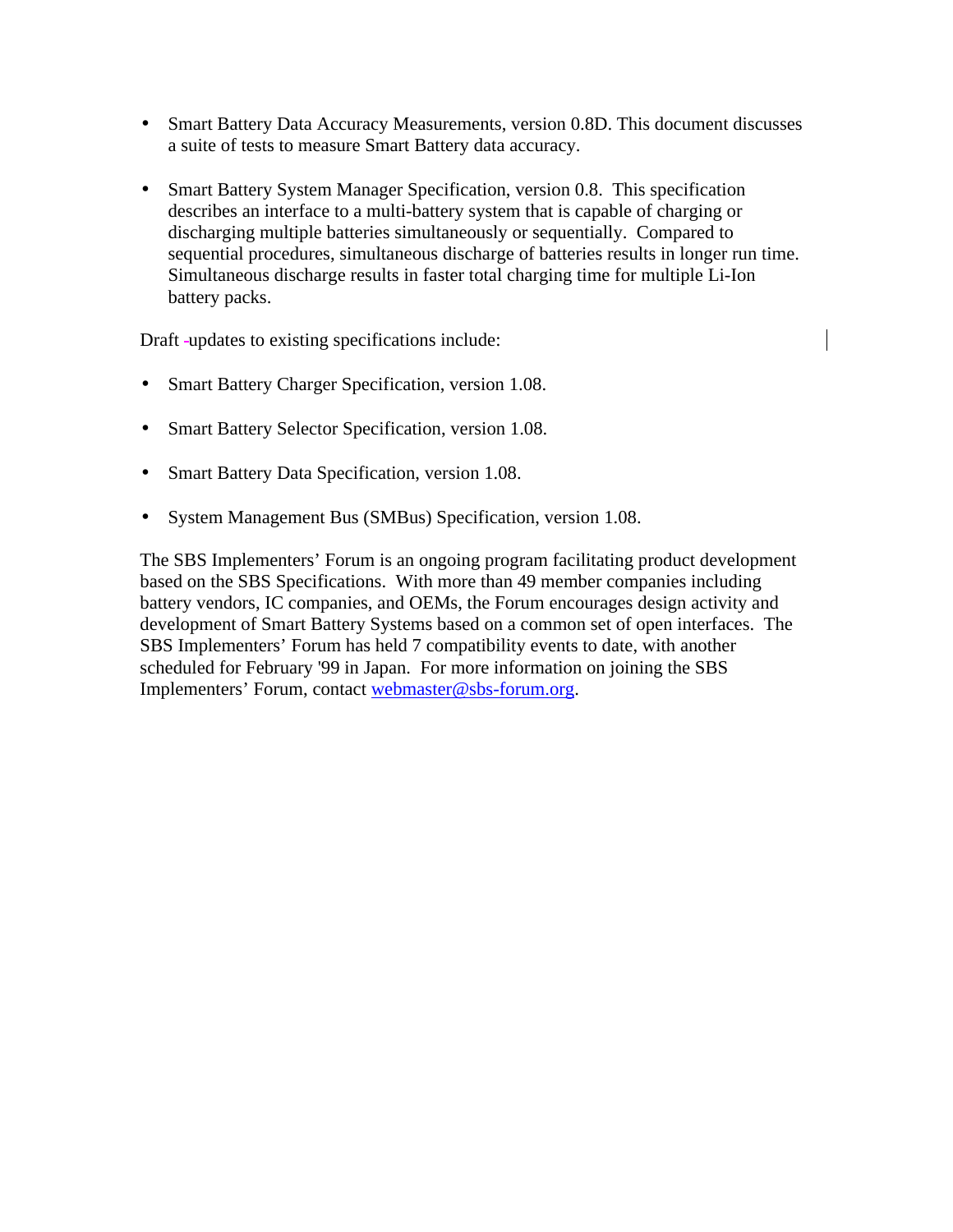- Smart Battery Data Accuracy Measurements, version 0.8D. This document discusses a suite of tests to measure Smart Battery data accuracy.

- Smart Battery System Manager Specification, version 0.8. This specification describes an interface to a multi-battery system that is capable of charging or discharging multiple batteries simultaneously or sequentially. Compared to sequential procedures, simultaneous discharge of batteries results in longer run time. Simultaneous discharge results in faster total charging time for multiple Li-Ion battery packs.

Draft updates to existing specifications include:

- Smart Battery Charger Specification, version 1.08.

- Smart Battery Selector Specification, version 1.08.

- Smart Battery Data Specification, version 1.08.

- System Management Bus (SMBus) Specification, version 1.08.

The SBS Implementers' Forum is an ongoing program facilitating product development based on the SBS Specifications. With more than 49 member companies including battery vendors, IC companies, and OEMs, the Forum encourages design activity and development of Smart Battery Systems based on a common set of open interfaces. The SBS Implementers' Forum has held 7 compatibility events to date, with another scheduled for February '99 in Japan. For more information on joining the SBS Implementers' Forum, contact webmaster@sbs-forum.org.